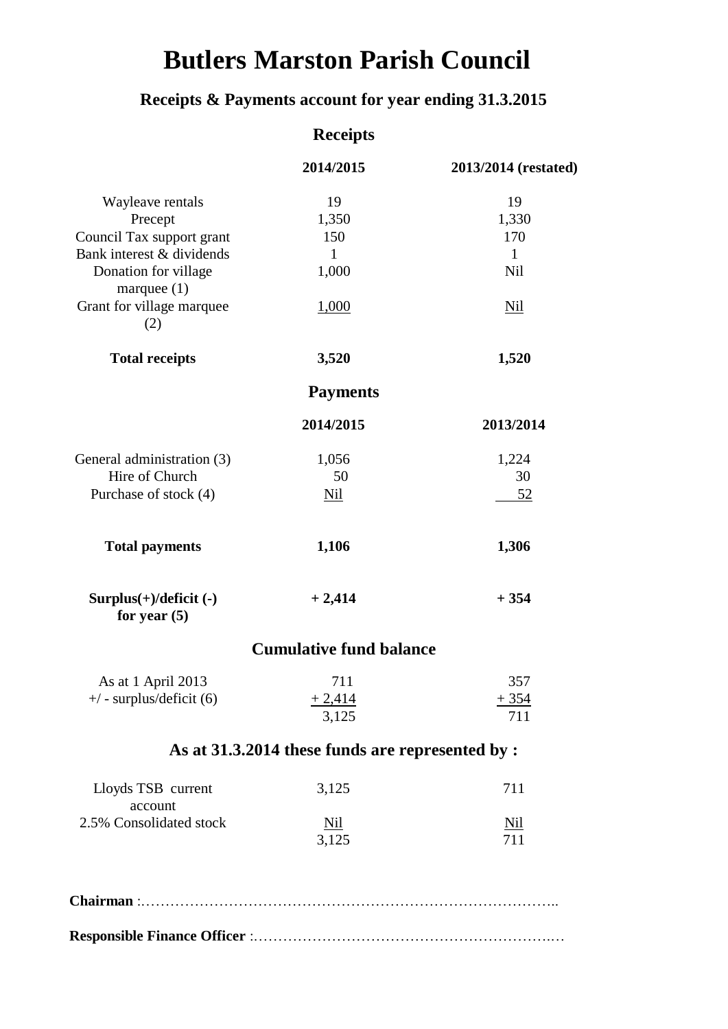# Butlers Marston Parish Council

## Receipts & Payments account for year ending 31.3.2015

### Receipts

| | 2014/2015 | 2013/2014 (restated) |
|---|---|---|
| Wayleave rentals | 19 | 19 |
| Precept | 1,350 | 1,330 |
| Council Tax support grant | 150 | 170 |
| Bank interest & dividends | 1 | 1 |
| Donation for village marquee (1) | 1,000 | Nil |
| Grant for village marquee (2) | 1,000 | Nil |
| **Total receipts** | **3,520** | **1,520** |

### Payments

| | 2014/2015 | 2013/2014 |
|---|---|---|
| General administration (3) | 1,056 | 1,224 |
| Hire of Church | 50 | 30 |
| Purchase of stock (4) | Nil | 52 |
| **Total payments** | **1,106** | **1,306** |
| **Surplus(+)/deficit (-) for year (5)** | **+ 2,414** | **+ 354** |

### Cumulative fund balance

| | | |
|---|---|---|
| As at 1 April 2013 | 711 | 357 |
| +/ - surplus/deficit (6) | + 2,414 | + 354 |
| | 3,125 | 711 |

### As at 31.3.2014 these funds are represented by :

| | | |
|---|---|---|
| Lloyds TSB current account | 3,125 | 711 |
| 2.5% Consolidated stock | Nil | Nil |
| | 3,125 | 711 |

**Chairman** :…………………………………………………………………………..

**Responsible Finance Officer** :……………………………………………………..…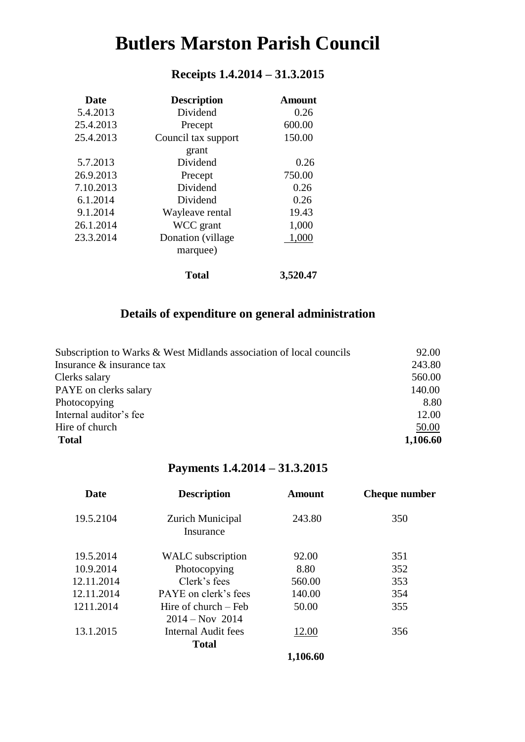# Butlers Marston Parish Council

## Receipts 1.4.2014 – 31.3.2015

| Date | Description | Amount |
|---|---|---|
| 5.4.2013 | Dividend | 0.26 |
| 25.4.2013 | Precept | 600.00 |
| 25.4.2013 | Council tax support grant | 150.00 |
| 5.7.2013 | Dividend | 0.26 |
| 26.9.2013 | Precept | 750.00 |
| 7.10.2013 | Dividend | 0.26 |
| 6.1.2014 | Dividend | 0.26 |
| 9.1.2014 | Wayleave rental | 19.43 |
| 26.1.2014 | WCC grant | 1,000 |
| 23.3.2014 | Donation (village marquee) | 1,000 |
| | **Total** | **3,520.47** |

## Details of expenditure on general administration

| Item | Amount |
|---|---|
| Subscription to Warks & West Midlands association of local councils | 92.00 |
| Insurance & insurance tax | 243.80 |
| Clerks salary | 560.00 |
| PAYE on clerks salary | 140.00 |
| Photocopying | 8.80 |
| Internal auditor's fee | 12.00 |
| Hire of church | 50.00 |
| **Total** | **1,106.60** |

## Payments 1.4.2014 – 31.3.2015

| Date | Description | Amount | Cheque number |
|---|---|---|---|
| 19.5.2104 | Zurich Municipal Insurance | 243.80 | 350 |
| 19.5.2014 | WALC subscription | 92.00 | 351 |
| 10.9.2014 | Photocopying | 8.80 | 352 |
| 12.11.2014 | Clerk's fees | 560.00 | 353 |
| 12.11.2014 | PAYE on clerk's fees | 140.00 | 354 |
| 1211.2014 | Hire of church – Feb 2014 – Nov 2014 | 50.00 | 355 |
| 13.1.2015 | Internal Audit fees | 12.00 | 356 |
| | **Total** | **1,106.60** | |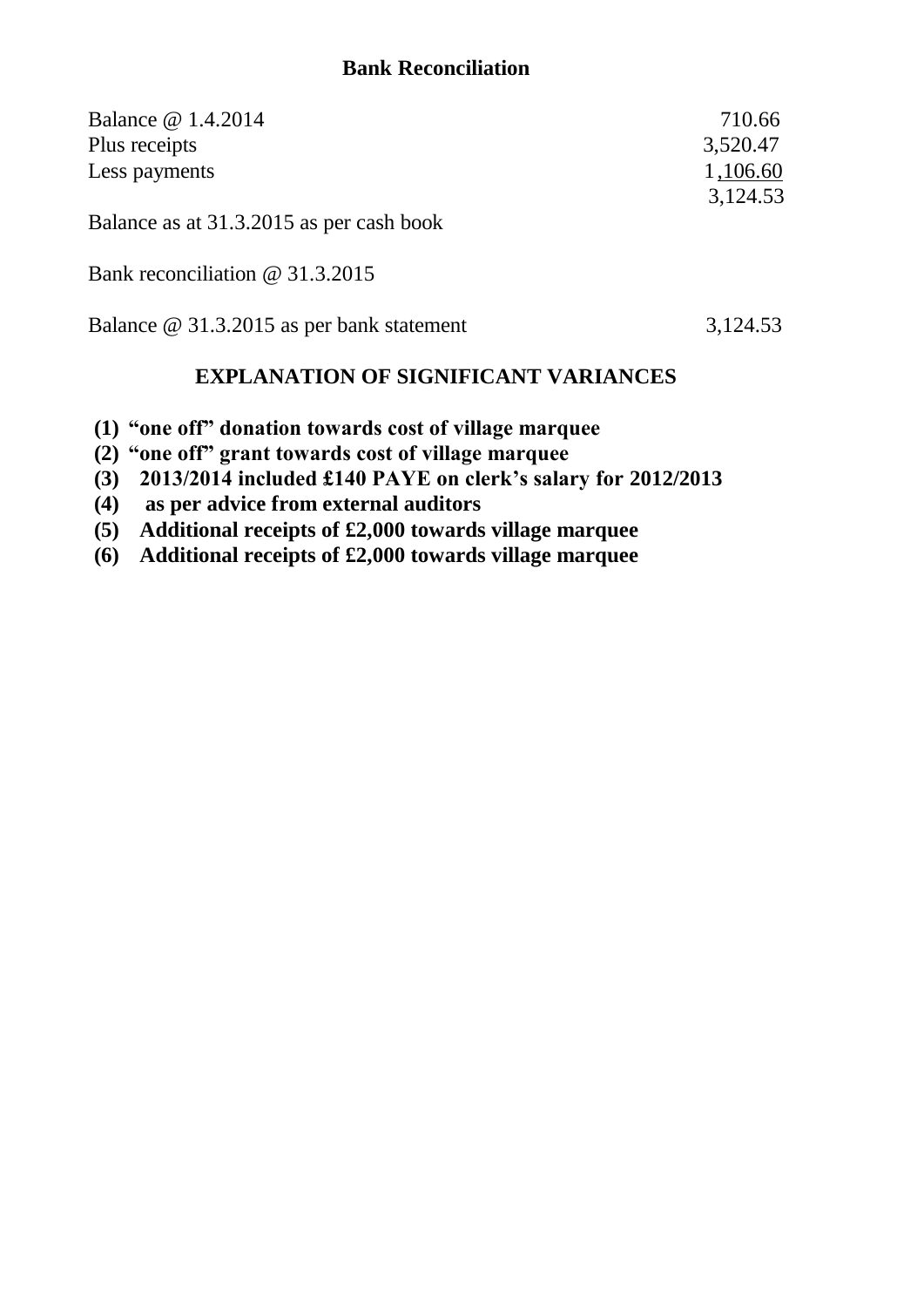## Bank Reconciliation

| | |
|---|---|
| Balance @ 1.4.2014 | 710.66 |
| Plus receipts | 3,520.47 |
| Less payments | 1,106.60 |
| | 3,124.53 |
| Balance as at 31.3.2015 as per cash book | |

Bank reconciliation @ 31.3.2015

| | |
|---|---|
| Balance @ 31.3.2015 as per bank statement | 3,124.53 |

## EXPLANATION OF SIGNIFICANT VARIANCES

**(1) "one off" donation towards cost of village marquee**
**(2) "one off" grant towards cost of village marquee**
**(3) 2013/2014 included £140 PAYE on clerk's salary for 2012/2013**
**(4) as per advice from external auditors**
**(5) Additional receipts of £2,000 towards village marquee**
**(6) Additional receipts of £2,000 towards village marquee**